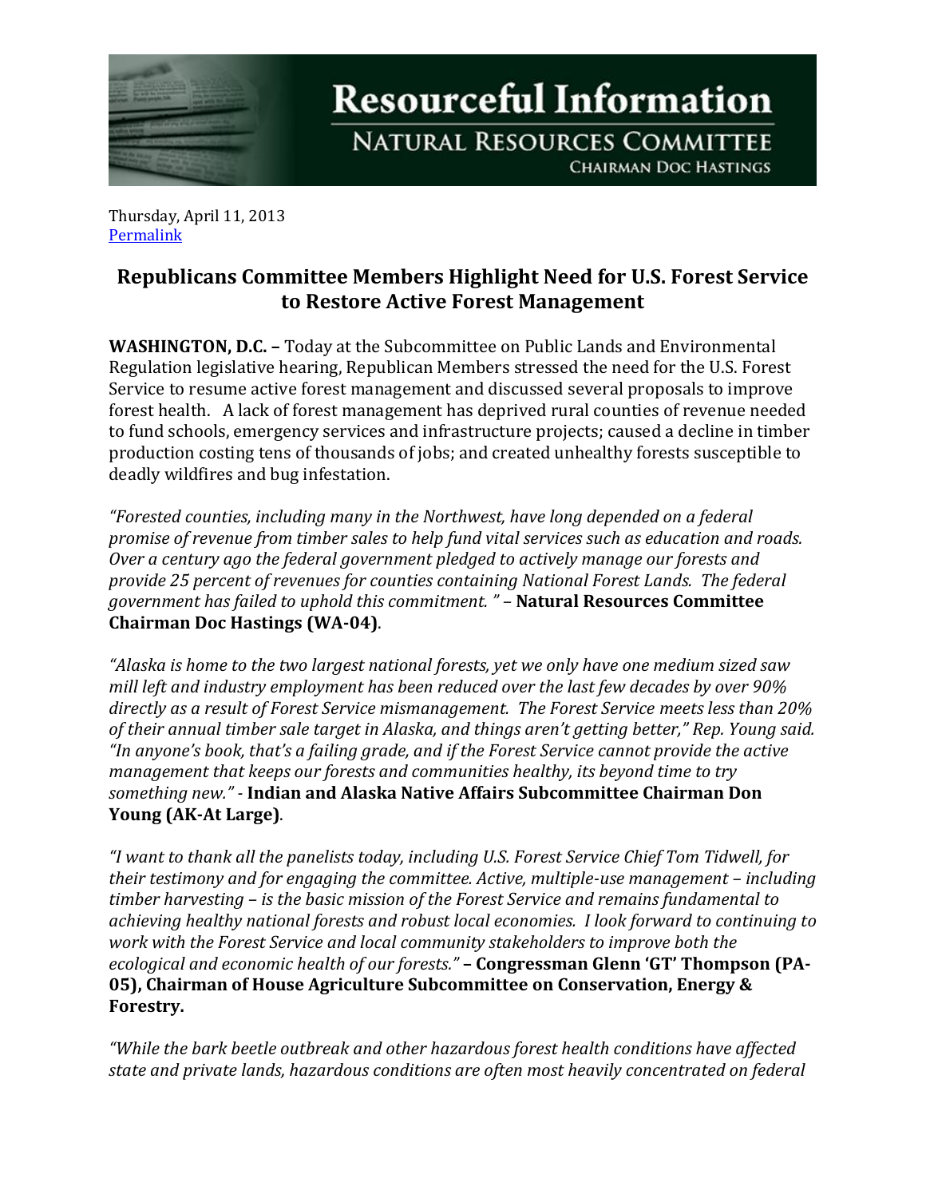# Resourceful Information

## Natural Resources Committee

### Chairman Doc Hastings

Thursday, April 11, 2013
[Permalink]

## Republicans Committee Members Highlight Need for U.S. Forest Service to Restore Active Forest Management

**WASHINGTON, D.C. –** Today at the Subcommittee on Public Lands and Environmental Regulation legislative hearing, Republican Members stressed the need for the U.S. Forest Service to resume active forest management and discussed several proposals to improve forest health. A lack of forest management has deprived rural counties of revenue needed to fund schools, emergency services and infrastructure projects; caused a decline in timber production costing tens of thousands of jobs; and created unhealthy forests susceptible to deadly wildfires and bug infestation.

*"Forested counties, including many in the Northwest, have long depended on a federal promise of revenue from timber sales to help fund vital services such as education and roads. Over a century ago the federal government pledged to actively manage our forests and provide 25 percent of revenues for counties containing National Forest Lands. The federal government has failed to uphold this commitment. "* – **Natural Resources Committee Chairman Doc Hastings (WA-04)**.

*"Alaska is home to the two largest national forests, yet we only have one medium sized saw mill left and industry employment has been reduced over the last few decades by over 90% directly as a result of Forest Service mismanagement. The Forest Service meets less than 20% of their annual timber sale target in Alaska, and things aren't getting better," Rep. Young said. "In anyone's book, that's a failing grade, and if the Forest Service cannot provide the active management that keeps our forests and communities healthy, its beyond time to try something new."* - **Indian and Alaska Native Affairs Subcommittee Chairman Don Young (AK-At Large)**.

*"I want to thank all the panelists today, including U.S. Forest Service Chief Tom Tidwell, for their testimony and for engaging the committee. Active, multiple-use management – including timber harvesting – is the basic mission of the Forest Service and remains fundamental to achieving healthy national forests and robust local economies. I look forward to continuing to work with the Forest Service and local community stakeholders to improve both the ecological and economic health of our forests."* – **Congressman Glenn 'GT' Thompson (PA-05), Chairman of House Agriculture Subcommittee on Conservation, Energy & Forestry.**

*"While the bark beetle outbreak and other hazardous forest health conditions have affected state and private lands, hazardous conditions are often most heavily concentrated on federal*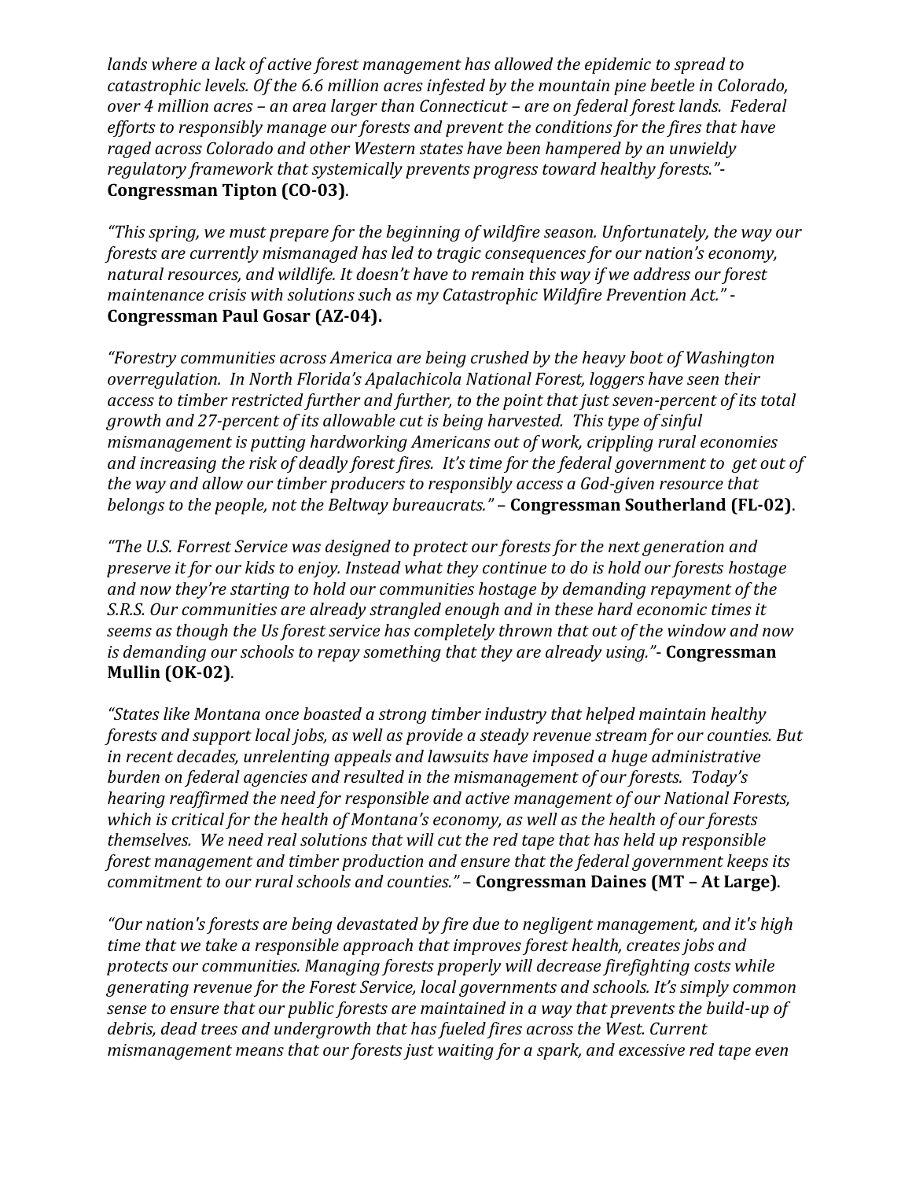*lands where a lack of active forest management has allowed the epidemic to spread to catastrophic levels. Of the 6.6 million acres infested by the mountain pine beetle in Colorado, over 4 million acres – an area larger than Connecticut – are on federal forest lands. Federal efforts to responsibly manage our forests and prevent the conditions for the fires that have raged across Colorado and other Western states have been hampered by an unwieldy regulatory framework that systemically prevents progress toward healthy forests."*- **Congressman Tipton (CO-03)**.

*"This spring, we must prepare for the beginning of wildfire season. Unfortunately, the way our forests are currently mismanaged has led to tragic consequences for our nation's economy, natural resources, and wildlife. It doesn't have to remain this way if we address our forest maintenance crisis with solutions such as my Catastrophic Wildfire Prevention Act."* - **Congressman Paul Gosar (AZ-04).**

*"Forestry communities across America are being crushed by the heavy boot of Washington overregulation. In North Florida's Apalachicola National Forest, loggers have seen their access to timber restricted further and further, to the point that just seven-percent of its total growth and 27-percent of its allowable cut is being harvested. This type of sinful mismanagement is putting hardworking Americans out of work, crippling rural economies and increasing the risk of deadly forest fires. It's time for the federal government to get out of the way and allow our timber producers to responsibly access a God-given resource that belongs to the people, not the Beltway bureaucrats."* – **Congressman Southerland (FL-02)**.

*"The U.S. Forrest Service was designed to protect our forests for the next generation and preserve it for our kids to enjoy. Instead what they continue to do is hold our forests hostage and now they're starting to hold our communities hostage by demanding repayment of the S.R.S. Our communities are already strangled enough and in these hard economic times it seems as though the Us forest service has completely thrown that out of the window and now is demanding our schools to repay something that they are already using."*- **Congressman Mullin (OK-02)**.

*"States like Montana once boasted a strong timber industry that helped maintain healthy forests and support local jobs, as well as provide a steady revenue stream for our counties. But in recent decades, unrelenting appeals and lawsuits have imposed a huge administrative burden on federal agencies and resulted in the mismanagement of our forests. Today's hearing reaffirmed the need for responsible and active management of our National Forests, which is critical for the health of Montana's economy, as well as the health of our forests themselves. We need real solutions that will cut the red tape that has held up responsible forest management and timber production and ensure that the federal government keeps its commitment to our rural schools and counties."* – **Congressman Daines (MT – At Large)**.

*"Our nation's forests are being devastated by fire due to negligent management, and it's high time that we take a responsible approach that improves forest health, creates jobs and protects our communities. Managing forests properly will decrease firefighting costs while generating revenue for the Forest Service, local governments and schools. It's simply common sense to ensure that our public forests are maintained in a way that prevents the build-up of debris, dead trees and undergrowth that has fueled fires across the West. Current mismanagement means that our forests just waiting for a spark, and excessive red tape even*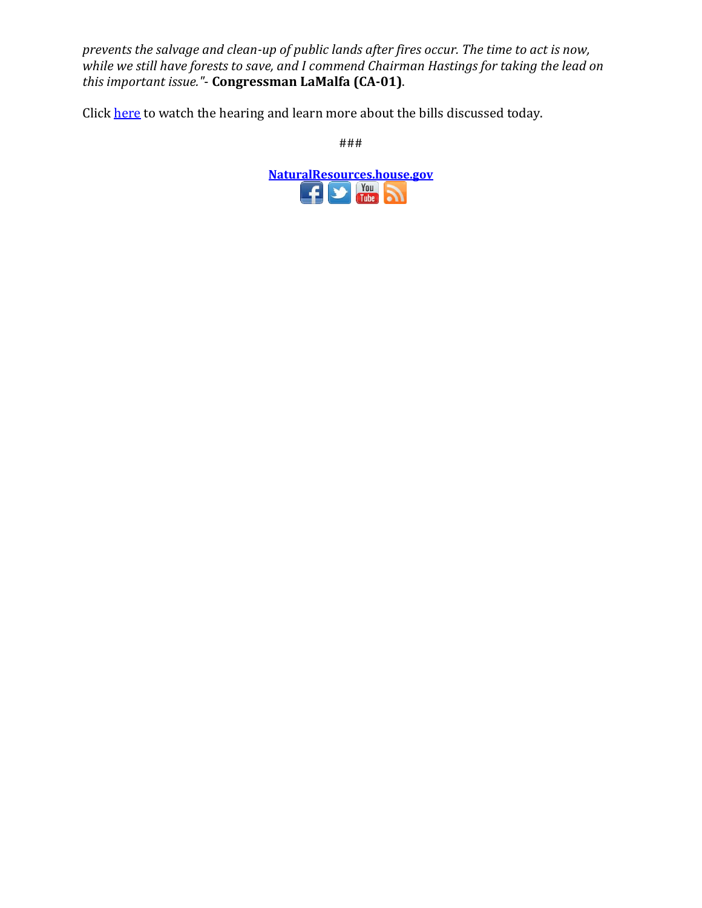*prevents the salvage and clean-up of public lands after fires occur. The time to act is now, while we still have forests to save, and I commend Chairman Hastings for taking the lead on this important issue."*- **Congressman LaMalfa (CA-01)**.

Click here to watch the hearing and learn more about the bills discussed today.

###

**NaturalResources.house.gov**